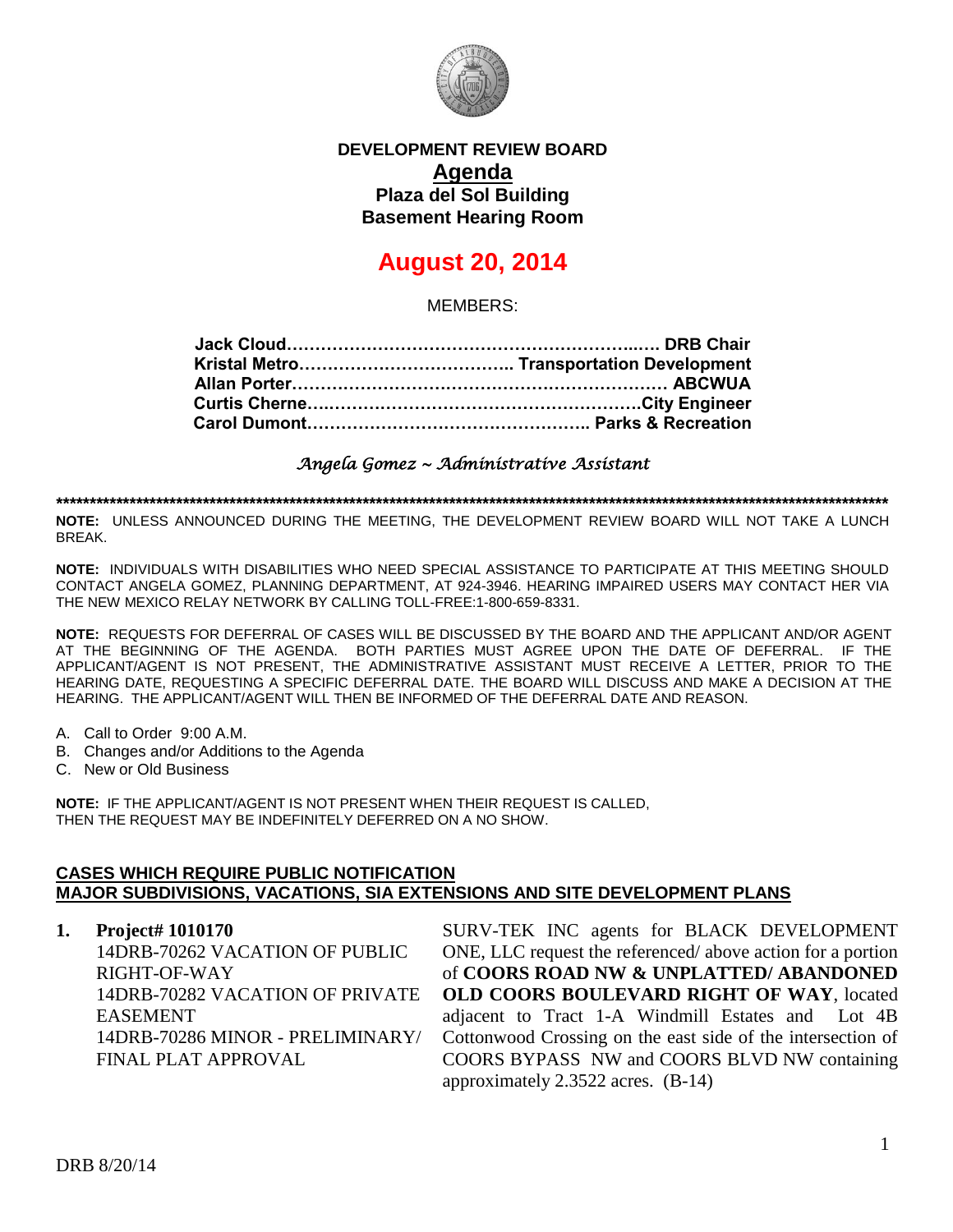# DEVELOPMENT REVIEW BOARD

## Agenda

### Plaza del Sol Building
### Basement Hearing Room

# August 20, 2014

MEMBERS:

**Jack Cloud……………………………………………………..… DRB Chair**
**Kristal Metro……………………………….. Transportation Development**
**Allan Porter………………………………………………………… ABCWUA**
**Curtis Cherne…………………………………………………City Engineer**
**Carol Dumont………………………………………….. Parks & Recreation**

*Angela Gomez ~ Administrative Assistant*

*****************************************************************************************************************************

**NOTE:** UNLESS ANNOUNCED DURING THE MEETING, THE DEVELOPMENT REVIEW BOARD WILL NOT TAKE A LUNCH BREAK.

**NOTE:** INDIVIDUALS WITH DISABILITIES WHO NEED SPECIAL ASSISTANCE TO PARTICIPATE AT THIS MEETING SHOULD CONTACT ANGELA GOMEZ, PLANNING DEPARTMENT, AT 924-3946. HEARING IMPAIRED USERS MAY CONTACT HER VIA THE NEW MEXICO RELAY NETWORK BY CALLING TOLL-FREE:1-800-659-8331.

**NOTE:** REQUESTS FOR DEFERRAL OF CASES WILL BE DISCUSSED BY THE BOARD AND THE APPLICANT AND/OR AGENT AT THE BEGINNING OF THE AGENDA. BOTH PARTIES MUST AGREE UPON THE DATE OF DEFERRAL. IF THE APPLICANT/AGENT IS NOT PRESENT, THE ADMINISTRATIVE ASSISTANT MUST RECEIVE A LETTER, PRIOR TO THE HEARING DATE, REQUESTING A SPECIFIC DEFERRAL DATE. THE BOARD WILL DISCUSS AND MAKE A DECISION AT THE HEARING. THE APPLICANT/AGENT WILL THEN BE INFORMED OF THE DEFERRAL DATE AND REASON.

A. Call to Order 9:00 A.M.
B. Changes and/or Additions to the Agenda
C. New or Old Business

**NOTE:** IF THE APPLICANT/AGENT IS NOT PRESENT WHEN THEIR REQUEST IS CALLED, THEN THE REQUEST MAY BE INDEFINITELY DEFERRED ON A NO SHOW.

## CASES WHICH REQUIRE PUBLIC NOTIFICATION
## MAJOR SUBDIVISIONS, VACATIONS, SIA EXTENSIONS AND SITE DEVELOPMENT PLANS

1. **Project# 1010170**
   14DRB-70262 VACATION OF PUBLIC RIGHT-OF-WAY
   14DRB-70282 VACATION OF PRIVATE EASEMENT
   14DRB-70286 MINOR - PRELIMINARY/ FINAL PLAT APPROVAL

   SURV-TEK INC agents for BLACK DEVELOPMENT ONE, LLC request the referenced/ above action for a portion of **COORS ROAD NW & UNPLATTED/ ABANDONED OLD COORS BOULEVARD RIGHT OF WAY**, located adjacent to Tract 1-A Windmill Estates and Lot 4B Cottonwood Crossing on the east side of the intersection of COORS BYPASS NW and COORS BLVD NW containing approximately 2.3522 acres. (B-14)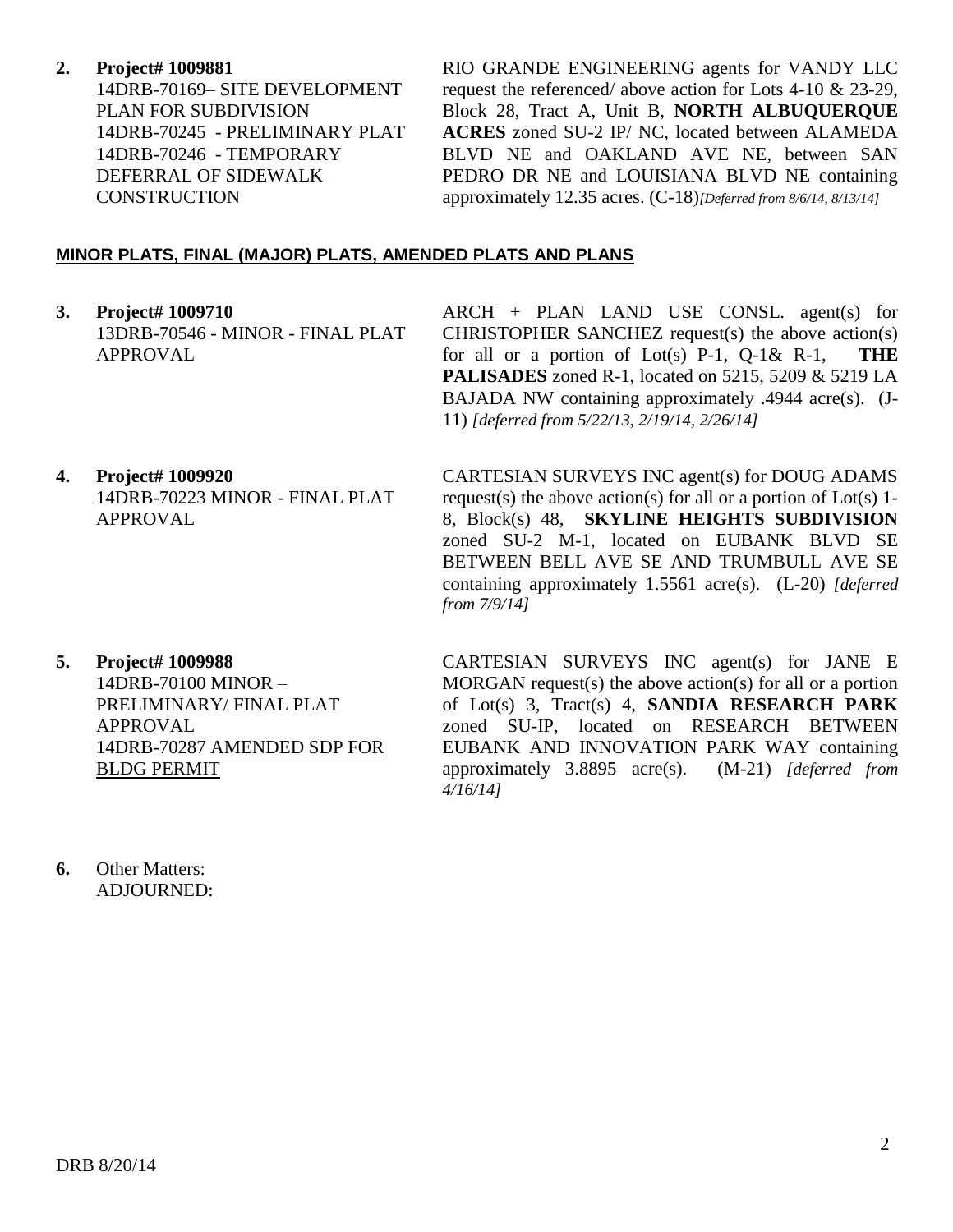**2. Project# 1009881**
14DRB-70169– SITE DEVELOPMENT PLAN FOR SUBDIVISION
14DRB-70245 - PRELIMINARY PLAT
14DRB-70246 - TEMPORARY DEFERRAL OF SIDEWALK CONSTRUCTION

RIO GRANDE ENGINEERING agents for VANDY LLC request the referenced/ above action for Lots 4-10 & 23-29, Block 28, Tract A, Unit B, **NORTH ALBUQUERQUE ACRES** zoned SU-2 IP/ NC, located between ALAMEDA BLVD NE and OAKLAND AVE NE, between SAN PEDRO DR NE and LOUISIANA BLVD NE containing approximately 12.35 acres. (C-18)*[Deferred from 8/6/14, 8/13/14]*

**MINOR PLATS, FINAL (MAJOR) PLATS, AMENDED PLATS AND PLANS**

**3. Project# 1009710**
13DRB-70546 - MINOR - FINAL PLAT APPROVAL

ARCH + PLAN LAND USE CONSL. agent(s) for CHRISTOPHER SANCHEZ request(s) the above action(s) for all or a portion of Lot(s) P-1, Q-1& R-1, **THE PALISADES** zoned R-1, located on 5215, 5209 & 5219 LA BAJADA NW containing approximately .4944 acre(s). (J-11) *[deferred from 5/22/13, 2/19/14, 2/26/14]*

**4. Project# 1009920**
14DRB-70223 MINOR - FINAL PLAT APPROVAL

CARTESIAN SURVEYS INC agent(s) for DOUG ADAMS request(s) the above action(s) for all or a portion of Lot(s) 1-8, Block(s) 48, **SKYLINE HEIGHTS SUBDIVISION** zoned SU-2 M-1, located on EUBANK BLVD SE BETWEEN BELL AVE SE AND TRUMBULL AVE SE containing approximately 1.5561 acre(s). (L-20) *[deferred from 7/9/14]*

**5. Project# 1009988**
14DRB-70100 MINOR – PRELIMINARY/ FINAL PLAT APPROVAL
<u>14DRB-70287 AMENDED SDP FOR BLDG PERMIT</u>

CARTESIAN SURVEYS INC agent(s) for JANE E MORGAN request(s) the above action(s) for all or a portion of Lot(s) 3, Tract(s) 4, **SANDIA RESEARCH PARK** zoned SU-IP, located on RESEARCH BETWEEN EUBANK AND INNOVATION PARK WAY containing approximately 3.8895 acre(s). (M-21) *[deferred from 4/16/14]*

**6.** Other Matters:
ADJOURNED:

DRB 8/20/14